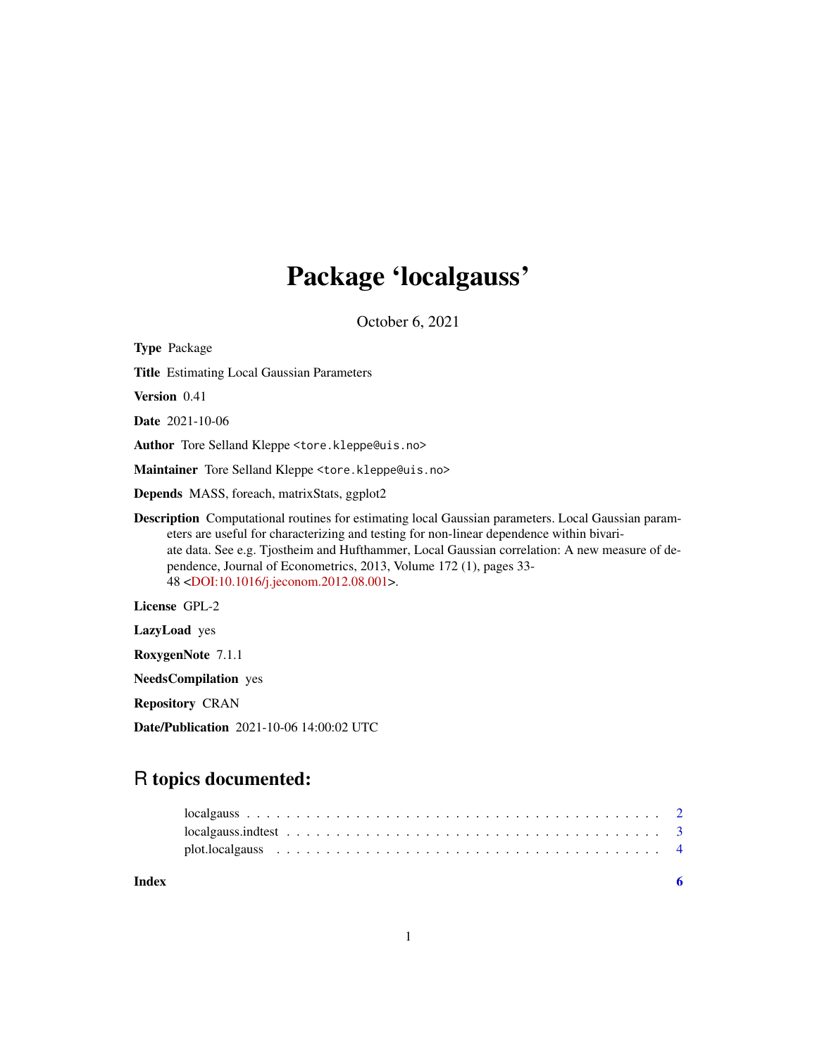# Package 'localgauss'

October 6, 2021

**Type** Package

**Title** Estimating Local Gaussian Parameters

**Version** 0.41

**Date** 2021-10-06

**Author** Tore Selland Kleppe <tore.kleppe@uis.no>

**Maintainer** Tore Selland Kleppe <tore.kleppe@uis.no>

**Depends** MASS, foreach, matrixStats, ggplot2

**Description** Computational routines for estimating local Gaussian parameters. Local Gaussian parameters are useful for characterizing and testing for non-linear dependence within bivariate data. See e.g. Tjostheim and Hufthammer, Local Gaussian correlation: A new measure of dependence, Journal of Econometrics, 2013, Volume 172 (1), pages 33-48 <DOI:10.1016/j.jeconom.2012.08.001>.

**License** GPL-2

**LazyLoad** yes

**RoxygenNote** 7.1.1

**NeedsCompilation** yes

**Repository** CRAN

**Date/Publication** 2021-10-06 14:00:02 UTC

## R topics documented:

localgauss . . . . . . . . . . . . . . . . . . . . . . . . . . . . . . . . . . . . . . . . . 2
localgauss.indtest . . . . . . . . . . . . . . . . . . . . . . . . . . . . . . . . . . . . . 3
plot.localgauss . . . . . . . . . . . . . . . . . . . . . . . . . . . . . . . . . . . . . . 4

**Index** **6**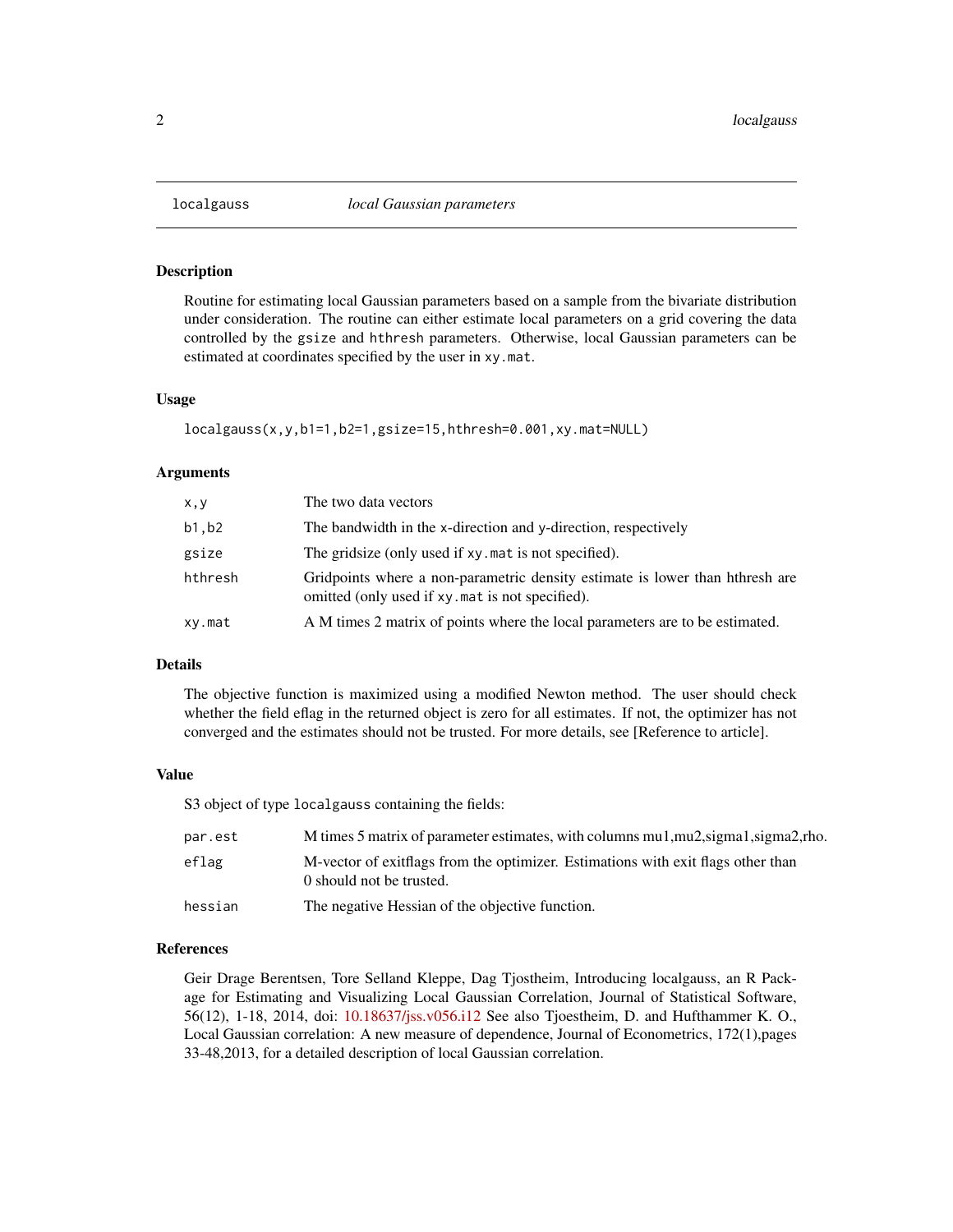## localgauss — *local Gaussian parameters*

### Description

Routine for estimating local Gaussian parameters based on a sample from the bivariate distribution under consideration. The routine can either estimate local parameters on a grid covering the data controlled by the `gsize` and `hthresh` parameters. Otherwise, local Gaussian parameters can be estimated at coordinates specified by the user in `xy.mat`.

### Usage

```
localgauss(x,y,b1=1,b2=1,gsize=15,hthresh=0.001,xy.mat=NULL)
```

### Arguments

| | |
|---|---|
| `x,y` | The two data vectors |
| `b1,b2` | The bandwidth in the x-direction and y-direction, respectively |
| `gsize` | The gridsize (only used if `xy.mat` is not specified). |
| `hthresh` | Gridpoints where a non-parametric density estimate is lower than hthresh are omitted (only used if `xy.mat` is not specified). |
| `xy.mat` | A M times 2 matrix of points where the local parameters are to be estimated. |

### Details

The objective function is maximized using a modified Newton method. The user should check whether the field eflag in the returned object is zero for all estimates. If not, the optimizer has not converged and the estimates should not be trusted. For more details, see [Reference to article].

### Value

S3 object of type `localgauss` containing the fields:

| | |
|---|---|
| `par.est` | M times 5 matrix of parameter estimates, with columns mu1,mu2,sigma1,sigma2,rho. |
| `eflag` | M-vector of exitflags from the optimizer. Estimations with exit flags other than 0 should not be trusted. |
| `hessian` | The negative Hessian of the objective function. |

### References

Geir Drage Berentsen, Tore Selland Kleppe, Dag Tjostheim, Introducing localgauss, an R Package for Estimating and Visualizing Local Gaussian Correlation, Journal of Statistical Software, 56(12), 1-18, 2014, doi: 10.18637/jss.v056.i12 See also Tjoestheim, D. and Hufthammer K. O., Local Gaussian correlation: A new measure of dependence, Journal of Econometrics, 172(1),pages 33-48,2013, for a detailed description of local Gaussian correlation.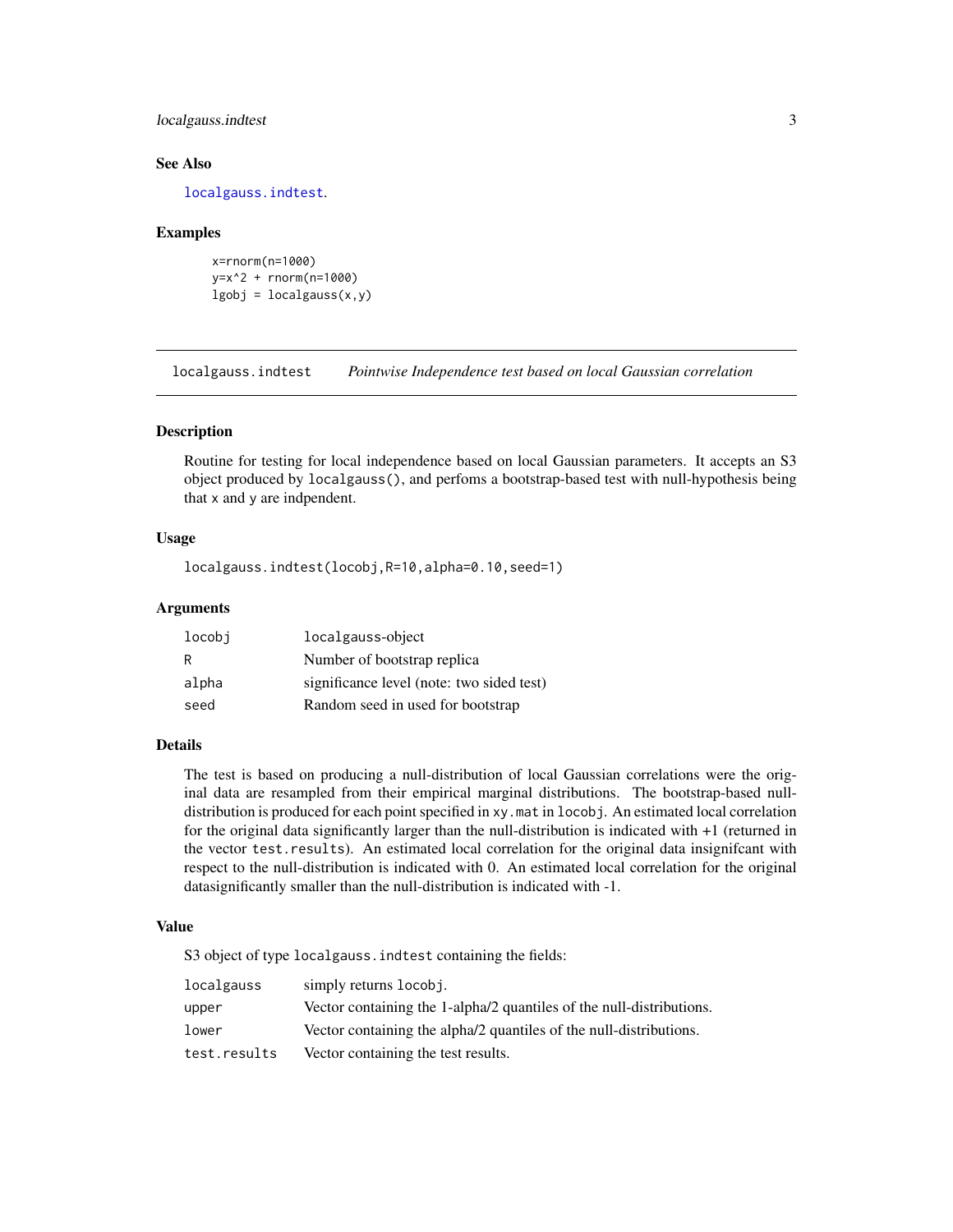### See Also

`localgauss.indtest`.

### Examples

```
x=rnorm(n=1000)
y=x^2 + rnorm(n=1000)
lgobj = localgauss(x,y)
```

---

## localgauss.indtest    *Pointwise Independence test based on local Gaussian correlation*

---

### Description

Routine for testing for local independence based on local Gaussian parameters. It accepts an S3 object produced by `localgauss()`, and perfoms a bootstrap-based test with null-hypothesis being that `x` and `y` are indpendent.

### Usage

```
localgauss.indtest(locobj,R=10,alpha=0.10,seed=1)
```

### Arguments

| | |
|---|---|
| `locobj` | localgauss-object |
| `R` | Number of bootstrap replica |
| `alpha` | significance level (note: two sided test) |
| `seed` | Random seed in used for bootstrap |

### Details

The test is based on producing a null-distribution of local Gaussian correlations were the original data are resampled from their empirical marginal distributions. The bootstrap-based null-distribution is produced for each point specified in `xy.mat` in `locobj`. An estimated local correlation for the original data significantly larger than the null-distribution is indicated with +1 (returned in the vector `test.results`). An estimated local correlation for the original data insignifcant with respect to the null-distribution is indicated with 0. An estimated local correlation for the original datasignificantly smaller than the null-distribution is indicated with -1.

### Value

S3 object of type `localgauss.indtest` containing the fields:

| | |
|---|---|
| `localgauss` | simply returns `locobj`. |
| `upper` | Vector containing the 1-alpha/2 quantiles of the null-distributions. |
| `lower` | Vector containing the alpha/2 quantiles of the null-distributions. |
| `test.results` | Vector containing the test results. |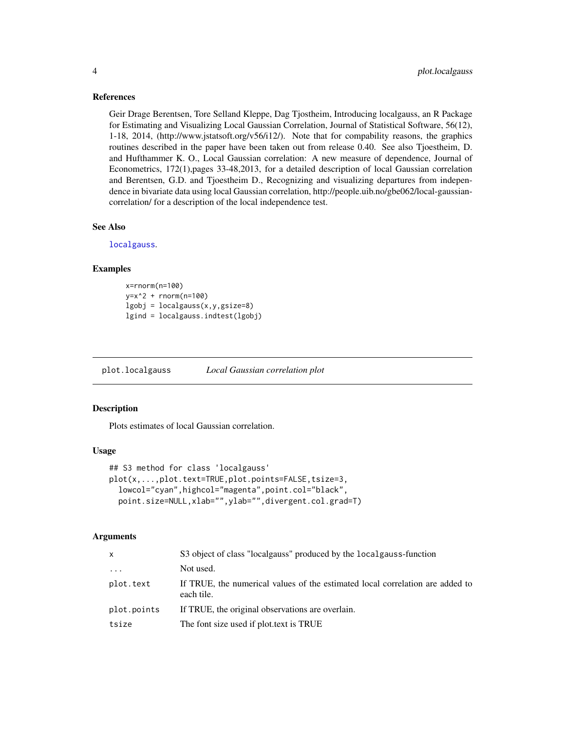### References

Geir Drage Berentsen, Tore Selland Kleppe, Dag Tjostheim, Introducing localgauss, an R Package for Estimating and Visualizing Local Gaussian Correlation, Journal of Statistical Software, 56(12), 1-18, 2014, (http://www.jstatsoft.org/v56/i12/). Note that for compability reasons, the graphics routines described in the paper have been taken out from release 0.40. See also Tjoestheim, D. and Hufthammer K. O., Local Gaussian correlation: A new measure of dependence, Journal of Econometrics, 172(1),pages 33-48,2013, for a detailed description of local Gaussian correlation and Berentsen, G.D. and Tjoestheim D., Recognizing and visualizing departures from independence in bivariate data using local Gaussian correlation, http://people.uib.no/gbe062/local-gaussian-correlation/ for a description of the local independence test.

### See Also

`localgauss`.

### Examples

```
x=rnorm(n=100)
y=x^2 + rnorm(n=100)
lgobj = localgauss(x,y,gsize=8)
lgind = localgauss.indtest(lgobj)
```

---

## plot.localgauss    *Local Gaussian correlation plot*

---

### Description

Plots estimates of local Gaussian correlation.

### Usage

```
## S3 method for class 'localgauss'
plot(x,...,plot.text=TRUE,plot.points=FALSE,tsize=3,
  lowcol="cyan",highcol="magenta",point.col="black",
  point.size=NULL,xlab="",ylab="",divergent.col.grad=T)
```

### Arguments

| | |
|---|---|
| `x` | S3 object of class "localgauss" produced by the `localgauss`-function |
| `...` | Not used. |
| `plot.text` | If TRUE, the numerical values of the estimated local correlation are added to each tile. |
| `plot.points` | If TRUE, the original observations are overlain. |
| `tsize` | The font size used if plot.text is TRUE |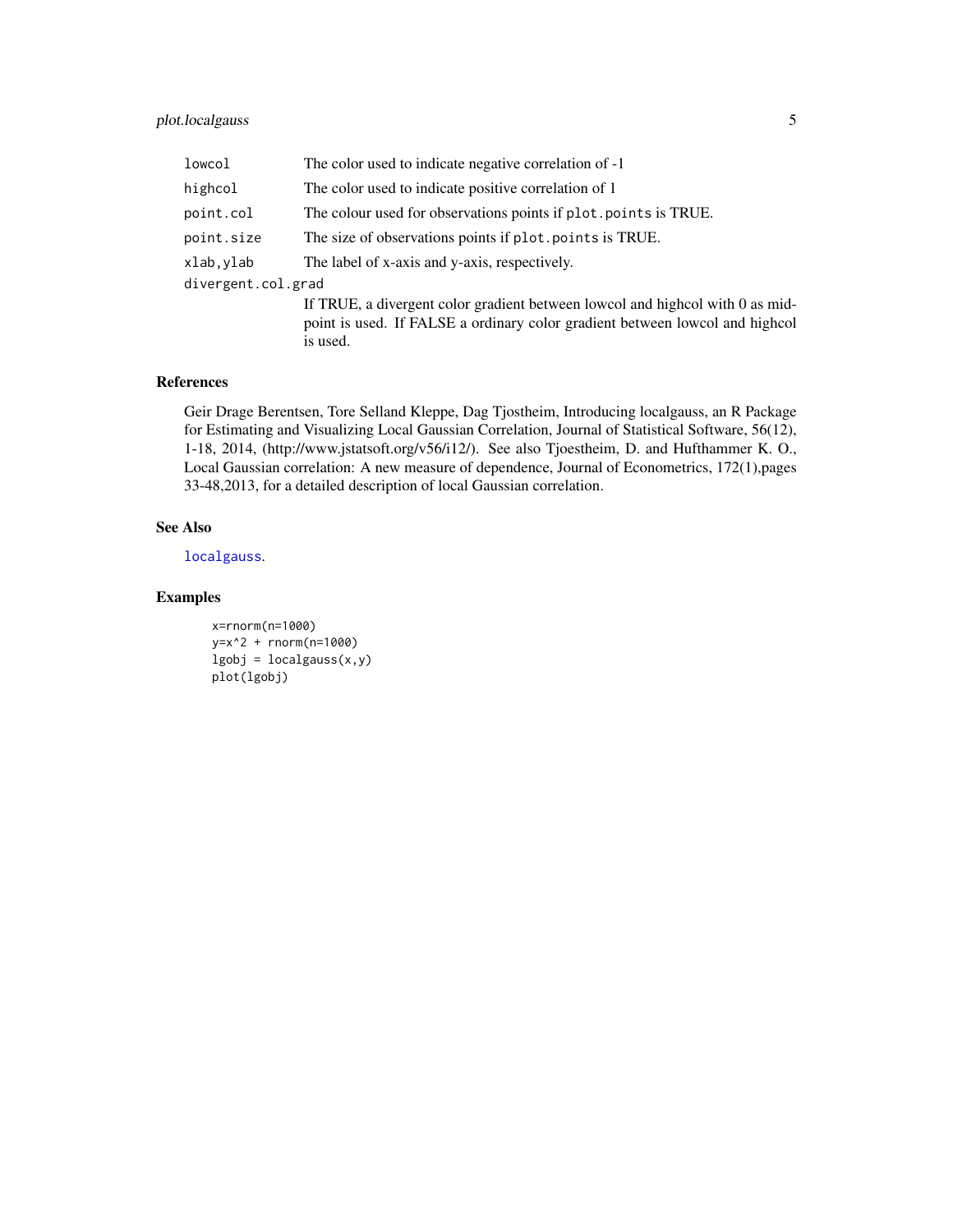| | |
|---|---|
| `lowcol` | The color used to indicate negative correlation of -1 |
| `highcol` | The color used to indicate positive correlation of 1 |
| `point.col` | The colour used for observations points if `plot.points` is TRUE. |
| `point.size` | The size of observations points if `plot.points` is TRUE. |
| `xlab,ylab` | The label of x-axis and y-axis, respectively. |
| `divergent.col.grad` | If TRUE, a divergent color gradient between lowcol and highcol with 0 as midpoint is used. If FALSE a ordinary color gradient between lowcol and highcol is used. |

## References

Geir Drage Berentsen, Tore Selland Kleppe, Dag Tjostheim, Introducing localgauss, an R Package for Estimating and Visualizing Local Gaussian Correlation, Journal of Statistical Software, 56(12), 1-18, 2014, (http://www.jstatsoft.org/v56/i12/). See also Tjoestheim, D. and Hufthammer K. O., Local Gaussian correlation: A new measure of dependence, Journal of Econometrics, 172(1),pages 33-48,2013, for a detailed description of local Gaussian correlation.

## See Also

`localgauss`.

## Examples

```
x=rnorm(n=1000)
y=x^2 + rnorm(n=1000)
lgobj = localgauss(x,y)
plot(lgobj)
```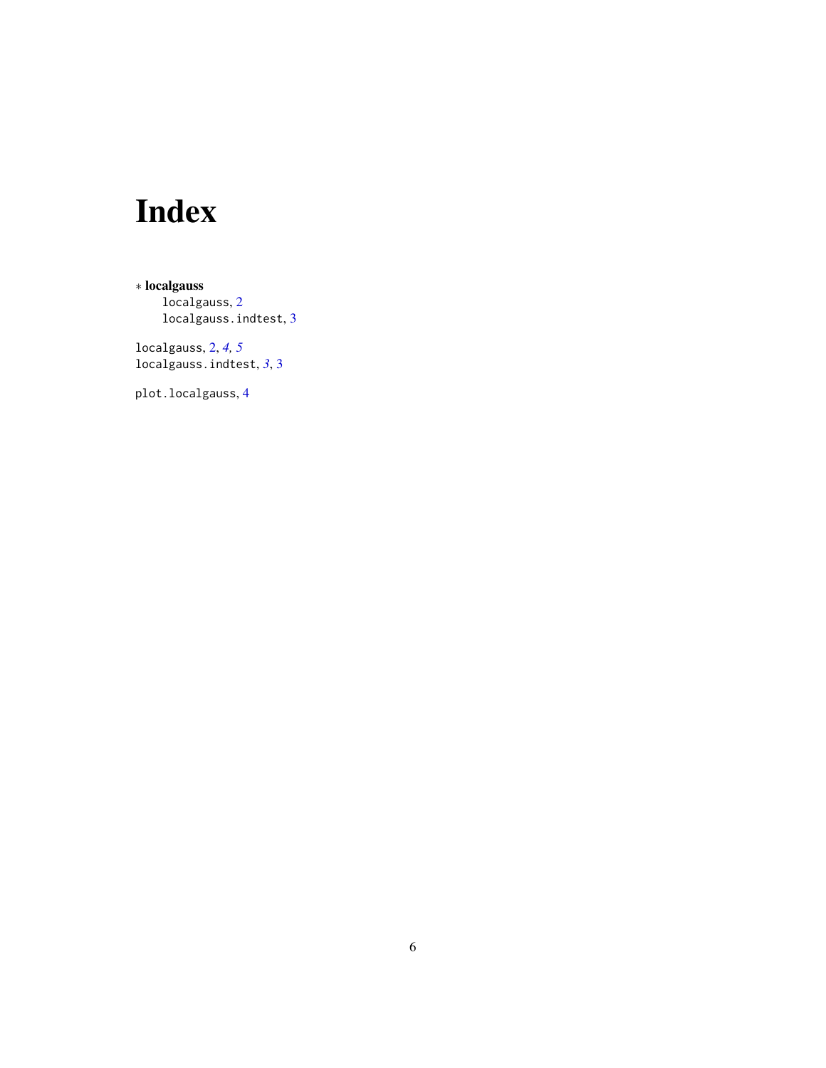# Index

∗ **localgauss**
    localgauss, 2
    localgauss.indtest, 3

localgauss, 2, *4, 5*
localgauss.indtest, *3*, 3

plot.localgauss, 4